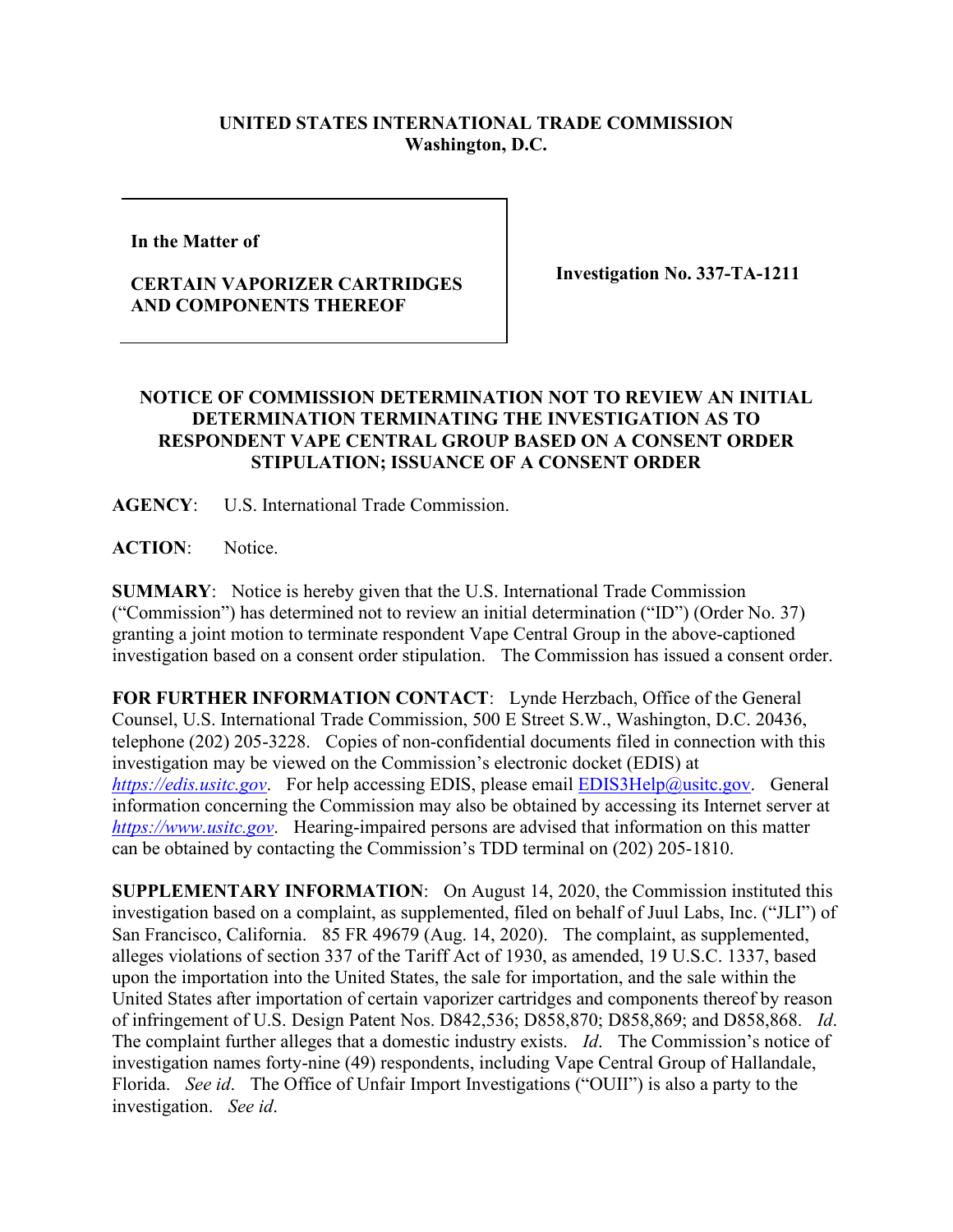**UNITED STATES INTERNATIONAL TRADE COMMISSION**
**Washington, D.C.**

| In the Matter of<br><br>**CERTAIN VAPORIZER CARTRIDGES AND COMPONENTS THEREOF** | **Investigation No. 337-TA-1211** |
|---|---|

# NOTICE OF COMMISSION DETERMINATION NOT TO REVIEW AN INITIAL DETERMINATION TERMINATING THE INVESTIGATION AS TO RESPONDENT VAPE CENTRAL GROUP BASED ON A CONSENT ORDER STIPULATION; ISSUANCE OF A CONSENT ORDER

**AGENCY**: U.S. International Trade Commission.

**ACTION**: Notice.

**SUMMARY**: Notice is hereby given that the U.S. International Trade Commission ("Commission") has determined not to review an initial determination ("ID") (Order No. 37) granting a joint motion to terminate respondent Vape Central Group in the above-captioned investigation based on a consent order stipulation. The Commission has issued a consent order.

**FOR FURTHER INFORMATION CONTACT**: Lynde Herzbach, Office of the General Counsel, U.S. International Trade Commission, 500 E Street S.W., Washington, D.C. 20436, telephone (202) 205-3228. Copies of non-confidential documents filed in connection with this investigation may be viewed on the Commission's electronic docket (EDIS) at *https://edis.usitc.gov*. For help accessing EDIS, please email EDIS3Help@usitc.gov. General information concerning the Commission may also be obtained by accessing its Internet server at *https://www.usitc.gov*. Hearing-impaired persons are advised that information on this matter can be obtained by contacting the Commission's TDD terminal on (202) 205-1810.

**SUPPLEMENTARY INFORMATION**: On August 14, 2020, the Commission instituted this investigation based on a complaint, as supplemented, filed on behalf of Juul Labs, Inc. ("JLI") of San Francisco, California. 85 FR 49679 (Aug. 14, 2020). The complaint, as supplemented, alleges violations of section 337 of the Tariff Act of 1930, as amended, 19 U.S.C. 1337, based upon the importation into the United States, the sale for importation, and the sale within the United States after importation of certain vaporizer cartridges and components thereof by reason of infringement of U.S. Design Patent Nos. D842,536; D858,870; D858,869; and D858,868. *Id*. The complaint further alleges that a domestic industry exists. *Id*. The Commission's notice of investigation names forty-nine (49) respondents, including Vape Central Group of Hallandale, Florida. *See id*. The Office of Unfair Import Investigations ("OUII") is also a party to the investigation. *See id*.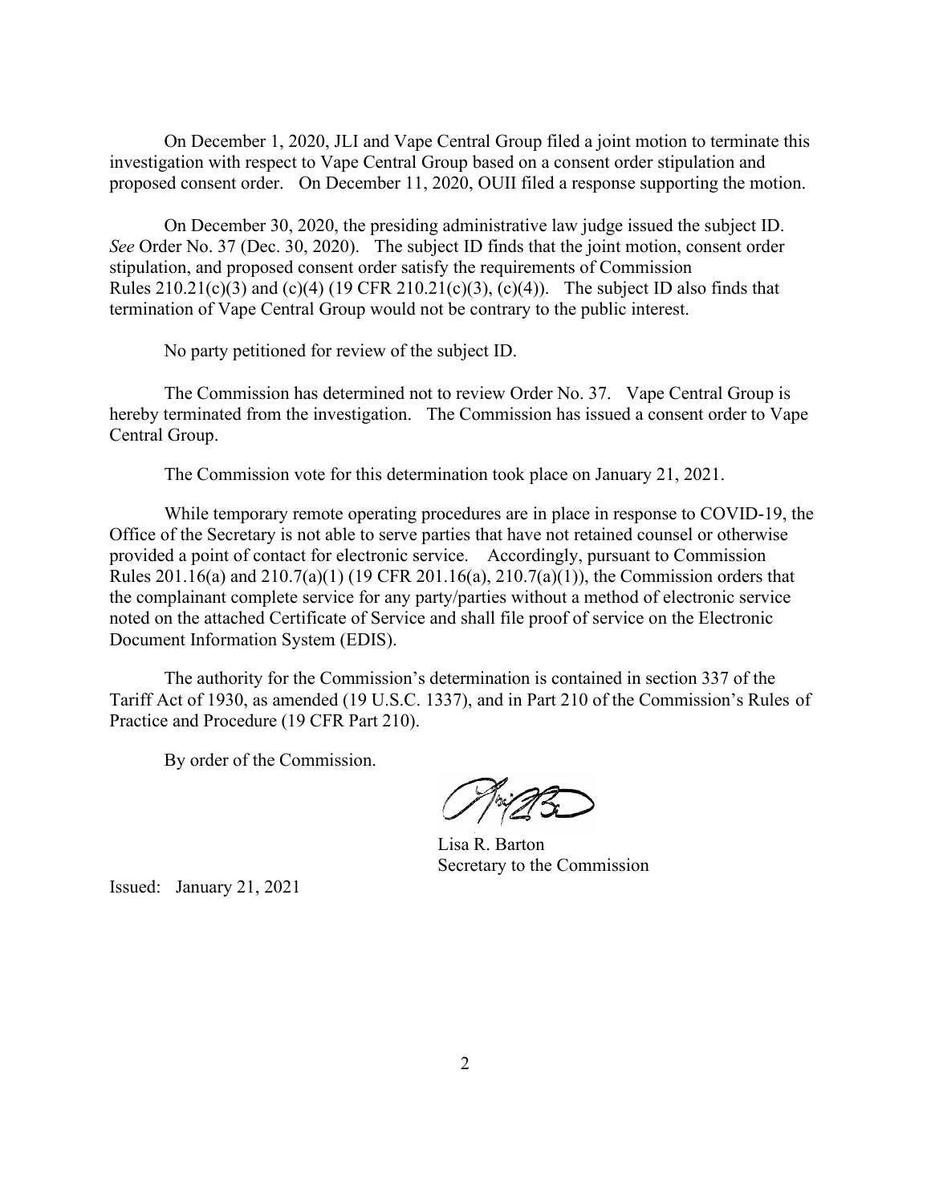On December 1, 2020, JLI and Vape Central Group filed a joint motion to terminate this investigation with respect to Vape Central Group based on a consent order stipulation and proposed consent order. On December 11, 2020, OUII filed a response supporting the motion.

On December 30, 2020, the presiding administrative law judge issued the subject ID. *See* Order No. 37 (Dec. 30, 2020). The subject ID finds that the joint motion, consent order stipulation, and proposed consent order satisfy the requirements of Commission Rules 210.21(c)(3) and (c)(4) (19 CFR 210.21(c)(3), (c)(4)). The subject ID also finds that termination of Vape Central Group would not be contrary to the public interest.

No party petitioned for review of the subject ID.

The Commission has determined not to review Order No. 37. Vape Central Group is hereby terminated from the investigation. The Commission has issued a consent order to Vape Central Group.

The Commission vote for this determination took place on January 21, 2021.

While temporary remote operating procedures are in place in response to COVID-19, the Office of the Secretary is not able to serve parties that have not retained counsel or otherwise provided a point of contact for electronic service. Accordingly, pursuant to Commission Rules 201.16(a) and 210.7(a)(1) (19 CFR 201.16(a), 210.7(a)(1)), the Commission orders that the complainant complete service for any party/parties without a method of electronic service noted on the attached Certificate of Service and shall file proof of service on the Electronic Document Information System (EDIS).

The authority for the Commission's determination is contained in section 337 of the Tariff Act of 1930, as amended (19 U.S.C. 1337), and in Part 210 of the Commission's Rules of Practice and Procedure (19 CFR Part 210).

By order of the Commission.

Lisa R. Barton
Secretary to the Commission

Issued: January 21, 2021